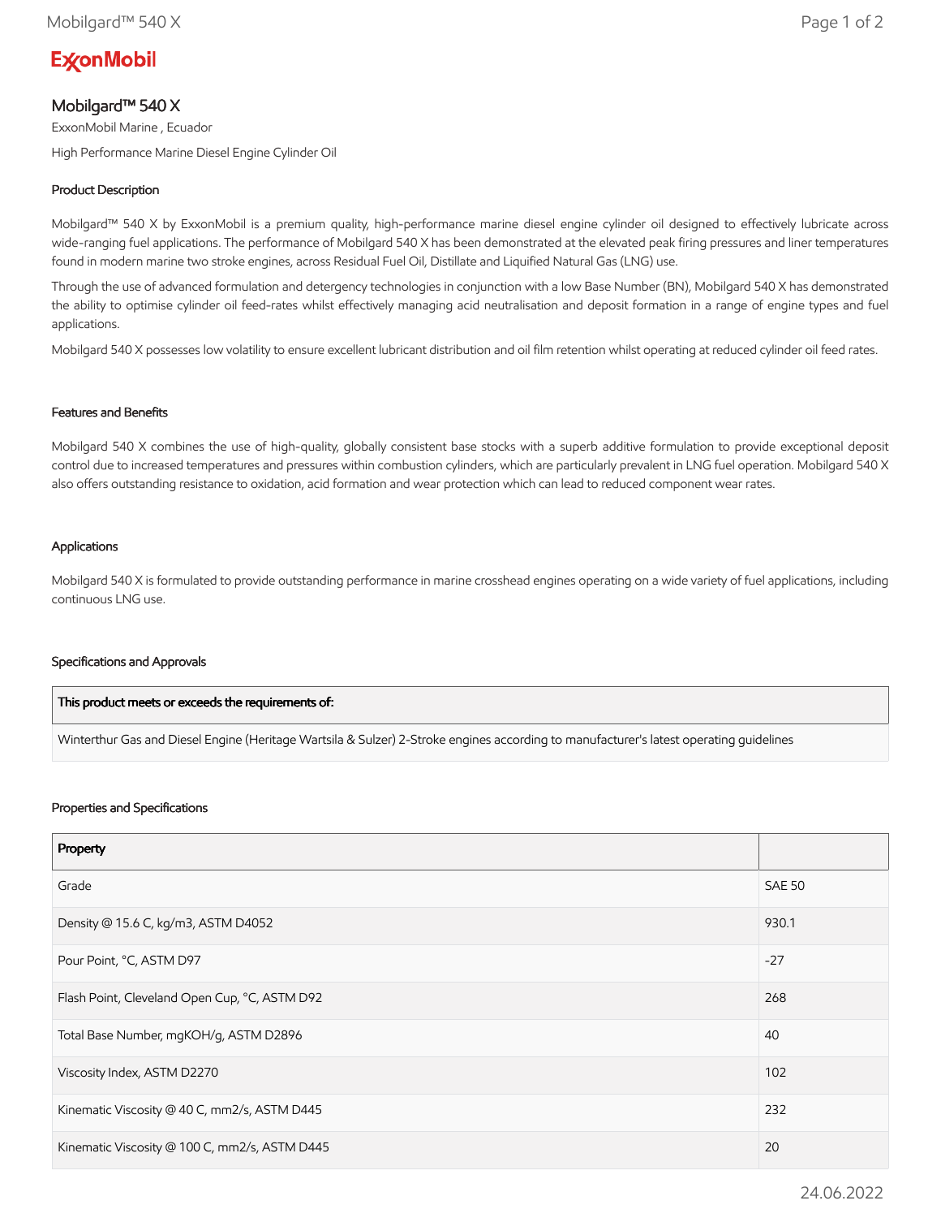ExxonMobil

# Mobilgard™ 540 X

ExxonMobil Marine , Ecuador

High Performance Marine Diesel Engine Cylinder Oil

## Product Description

Mobilgard™ 540 X by ExxonMobil is a premium quality, high-performance marine diesel engine cylinder oil designed to effectively lubricate across wide-ranging fuel applications. The performance of Mobilgard 540 X has been demonstrated at the elevated peak firing pressures and liner temperatures found in modern marine two stroke engines, across Residual Fuel Oil, Distillate and Liquified Natural Gas (LNG) use.

Through the use of advanced formulation and detergency technologies in conjunction with a low Base Number (BN), Mobilgard 540 X has demonstrated the ability to optimise cylinder oil feed-rates whilst effectively managing acid neutralisation and deposit formation in a range of engine types and fuel applications.

Mobilgard 540 X possesses low volatility to ensure excellent lubricant distribution and oil film retention whilst operating at reduced cylinder oil feed rates.

## Features and Benefits

Mobilgard 540 X combines the use of high-quality, globally consistent base stocks with a superb additive formulation to provide exceptional deposit control due to increased temperatures and pressures within combustion cylinders, which are particularly prevalent in LNG fuel operation. Mobilgard 540 X also offers outstanding resistance to oxidation, acid formation and wear protection which can lead to reduced component wear rates.

## Applications

Mobilgard 540 X is formulated to provide outstanding performance in marine crosshead engines operating on a wide variety of fuel applications, including continuous LNG use.

## Specifications and Approvals

| This product meets or exceeds the requirements of: |
|---|
| Winterthur Gas and Diesel Engine (Heritage Wartsila & Sulzer) 2-Stroke engines according to manufacturer's latest operating guidelines |

## Properties and Specifications

| Property | |
|---|---|
| Grade | SAE 50 |
| Density @ 15.6 C, kg/m3, ASTM D4052 | 930.1 |
| Pour Point, °C, ASTM D97 | -27 |
| Flash Point, Cleveland Open Cup, °C, ASTM D92 | 268 |
| Total Base Number, mgKOH/g, ASTM D2896 | 40 |
| Viscosity Index, ASTM D2270 | 102 |
| Kinematic Viscosity @ 40 C, mm2/s, ASTM D445 | 232 |
| Kinematic Viscosity @ 100 C, mm2/s, ASTM D445 | 20 |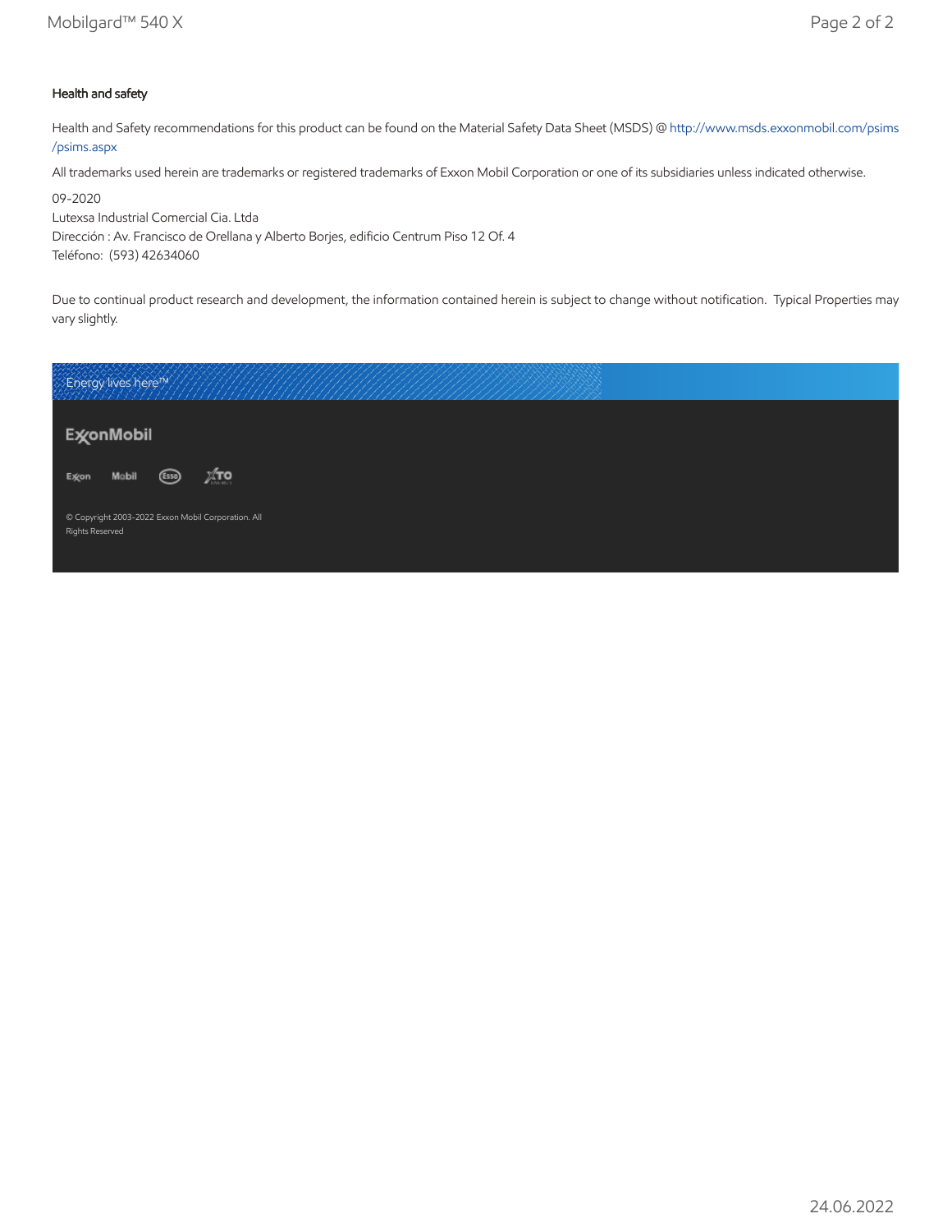### Health and safety

Health and Safety recommendations for this product can be found on the Material Safety Data Sheet (MSDS) @ http://www.msds.exxonmobil.com/psims/psims.aspx

All trademarks used herein are trademarks or registered trademarks of Exxon Mobil Corporation or one of its subsidiaries unless indicated otherwise.

09-2020
Lutexsa Industrial Comercial Cia. Ltda
Dirección : Av. Francisco de Orellana y Alberto Borjes, edificio Centrum Piso 12 Of. 4
Teléfono: (593) 42634060

Due to continual product research and development, the information contained herein is subject to change without notification. Typical Properties may vary slightly.

Energy lives here™

ExxonMobil

Exxon Mobil Esso XTO

© Copyright 2003-2022 Exxon Mobil Corporation. All Rights Reserved

24.06.2022